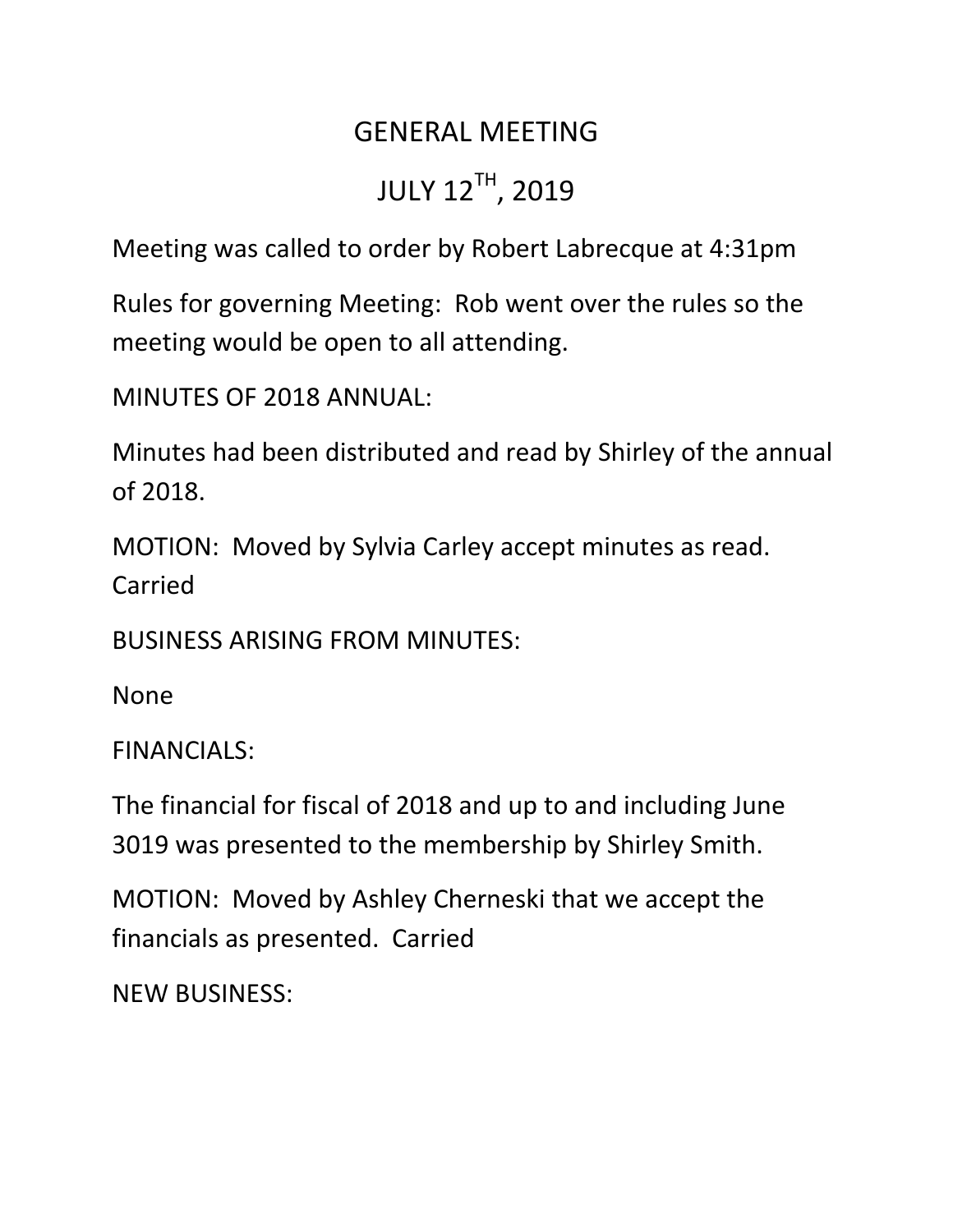# GENERAL MEETING

# JULY 12TH, 2019

Meeting was called to order by Robert Labrecque at 4:31pm

Rules for governing Meeting: Rob went over the rules so the meeting would be open to all attending.

MINUTES OF 2018 ANNUAL:

Minutes had been distributed and read by Shirley of the annual of 2018.

MOTION: Moved by Sylvia Carley accept minutes as read. Carried

BUSINESS ARISING FROM MINUTES:

None

FINANCIALS:

The financial for fiscal of 2018 and up to and including June 3019 was presented to the membership by Shirley Smith.

MOTION: Moved by Ashley Cherneski that we accept the financials as presented. Carried

NEW BUSINESS: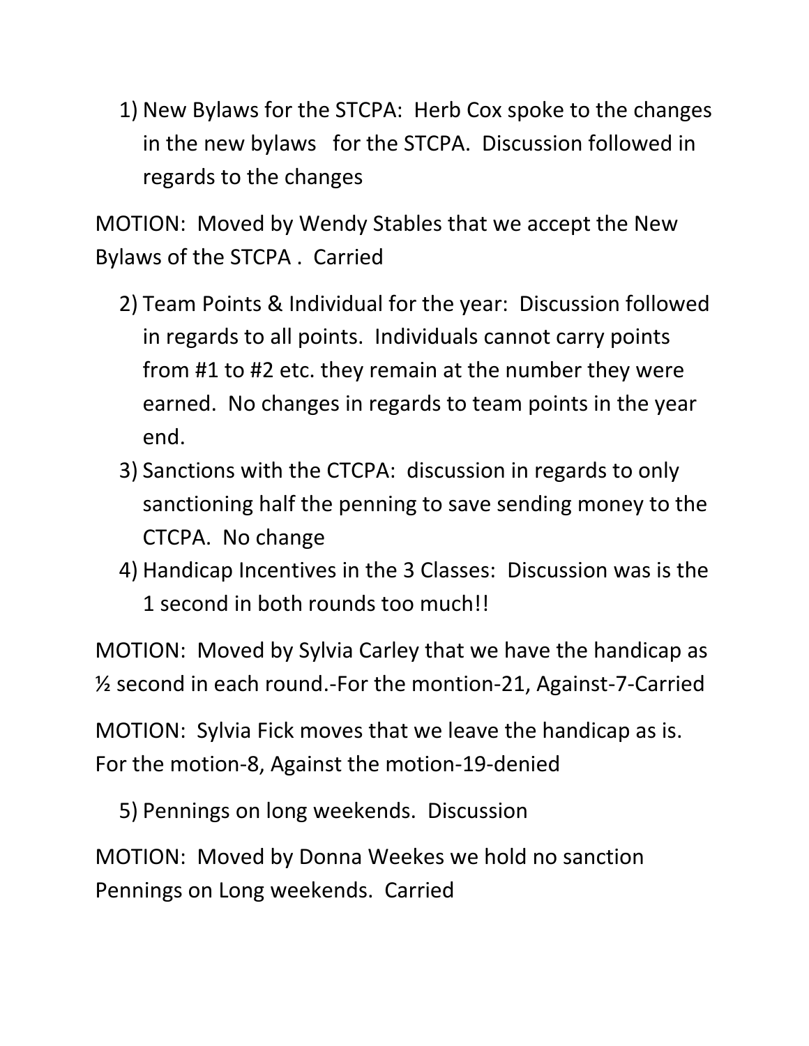1) New Bylaws for the STCPA: Herb Cox spoke to the changes in the new bylaws for the STCPA. Discussion followed in regards to the changes

MOTION: Moved by Wendy Stables that we accept the New Bylaws of the STCPA . Carried

2) Team Points & Individual for the year: Discussion followed in regards to all points. Individuals cannot carry points from #1 to #2 etc. they remain at the number they were earned. No changes in regards to team points in the year end.
3) Sanctions with the CTCPA: discussion in regards to only sanctioning half the penning to save sending money to the CTCPA. No change
4) Handicap Incentives in the 3 Classes: Discussion was is the 1 second in both rounds too much!!

MOTION: Moved by Sylvia Carley that we have the handicap as ½ second in each round.-For the montion-21, Against-7-Carried

MOTION: Sylvia Fick moves that we leave the handicap as is. For the motion-8, Against the motion-19-denied

5) Pennings on long weekends. Discussion

MOTION: Moved by Donna Weekes we hold no sanction Pennings on Long weekends. Carried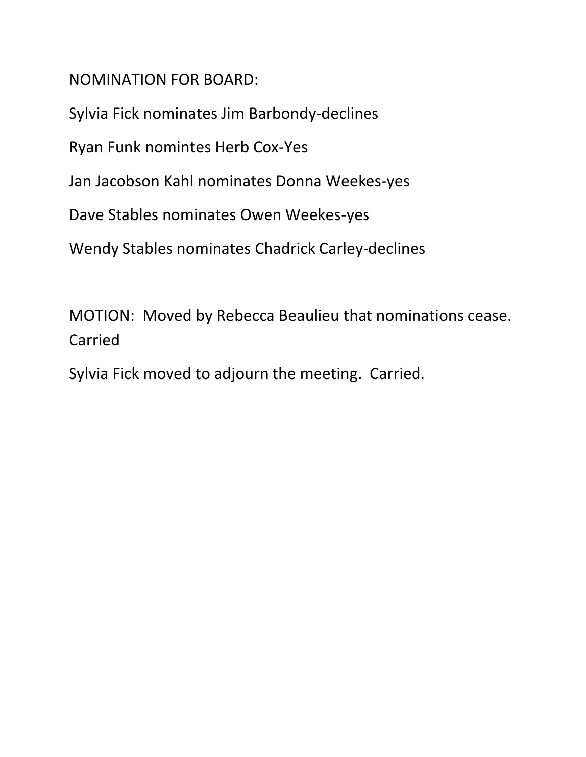NOMINATION FOR BOARD:

Sylvia Fick nominates Jim Barbondy-declines

Ryan Funk nomintes Herb Cox-Yes

Jan Jacobson Kahl nominates Donna Weekes-yes

Dave Stables nominates Owen Weekes-yes

Wendy Stables nominates Chadrick Carley-declines

MOTION: Moved by Rebecca Beaulieu that nominations cease. Carried

Sylvia Fick moved to adjourn the meeting. Carried.